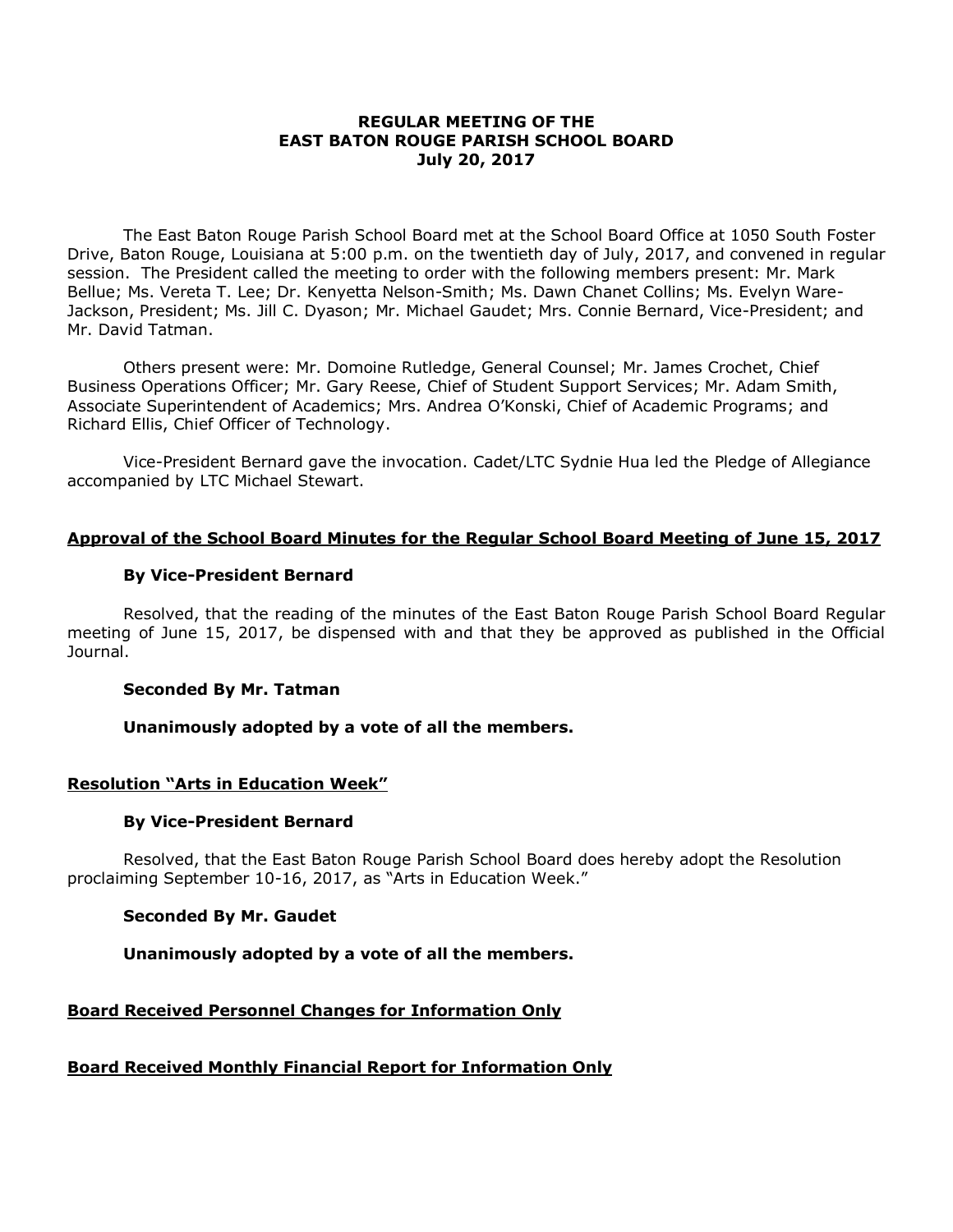# REGULAR MEETING OF THE EAST BATON ROUGE PARISH SCHOOL BOARD
## July 20, 2017

The East Baton Rouge Parish School Board met at the School Board Office at 1050 South Foster Drive, Baton Rouge, Louisiana at 5:00 p.m. on the twentieth day of July, 2017, and convened in regular session. The President called the meeting to order with the following members present: Mr. Mark Bellue; Ms. Vereta T. Lee; Dr. Kenyetta Nelson-Smith; Ms. Dawn Chanet Collins; Ms. Evelyn Ware-Jackson, President; Ms. Jill C. Dyason; Mr. Michael Gaudet; Mrs. Connie Bernard, Vice-President; and Mr. David Tatman.

Others present were: Mr. Domoine Rutledge, General Counsel; Mr. James Crochet, Chief Business Operations Officer; Mr. Gary Reese, Chief of Student Support Services; Mr. Adam Smith, Associate Superintendent of Academics; Mrs. Andrea O'Konski, Chief of Academic Programs; and Richard Ellis, Chief Officer of Technology.

Vice-President Bernard gave the invocation. Cadet/LTC Sydnie Hua led the Pledge of Allegiance accompanied by LTC Michael Stewart.

### Approval of the School Board Minutes for the Regular School Board Meeting of June 15, 2017

**By Vice-President Bernard**

Resolved, that the reading of the minutes of the East Baton Rouge Parish School Board Regular meeting of June 15, 2017, be dispensed with and that they be approved as published in the Official Journal.

**Seconded By Mr. Tatman**

**Unanimously adopted by a vote of all the members.**

### Resolution "Arts in Education Week"

**By Vice-President Bernard**

Resolved, that the East Baton Rouge Parish School Board does hereby adopt the Resolution proclaiming September 10-16, 2017, as "Arts in Education Week."

**Seconded By Mr. Gaudet**

**Unanimously adopted by a vote of all the members.**

### Board Received Personnel Changes for Information Only

### Board Received Monthly Financial Report for Information Only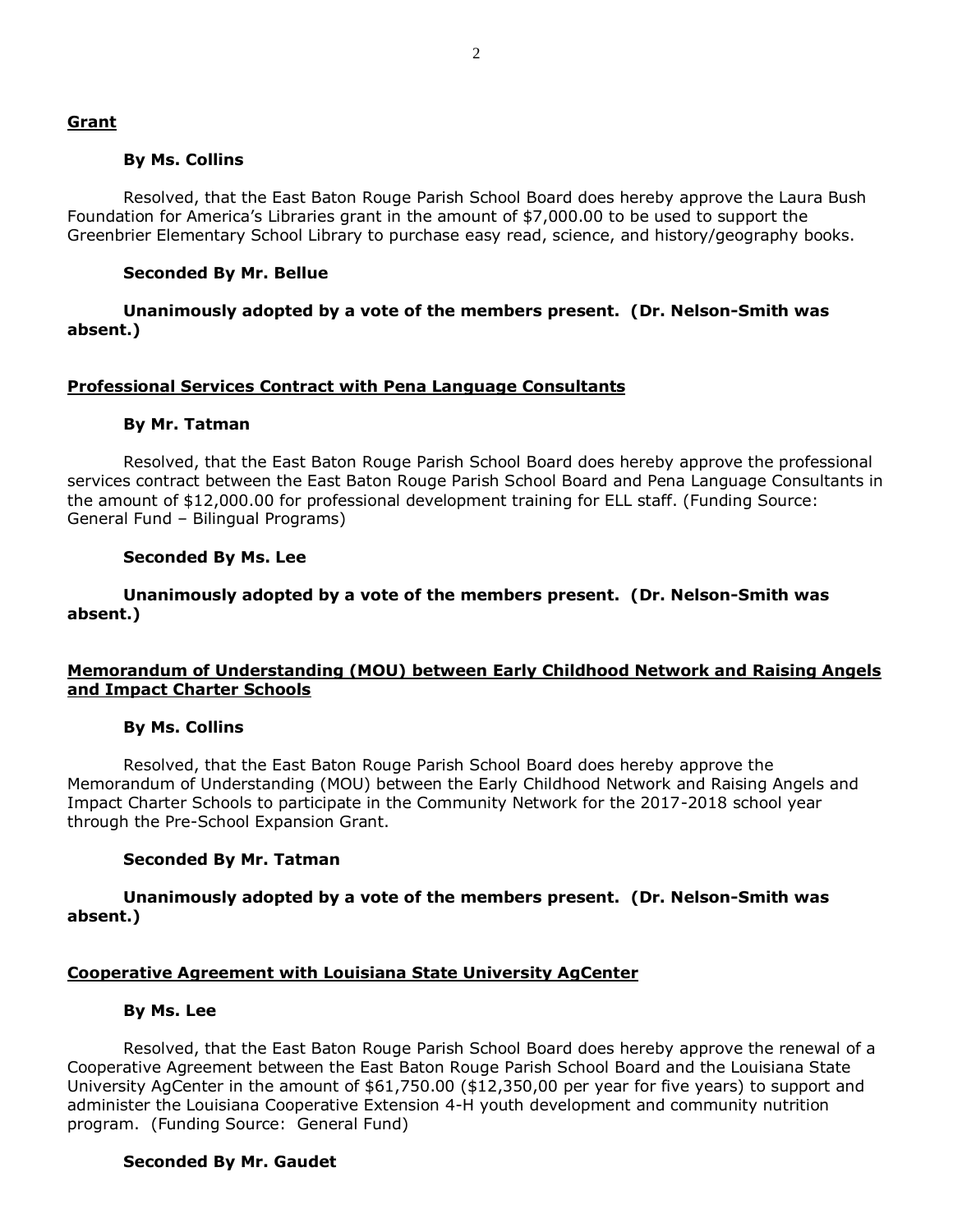**Grant**

**By Ms. Collins**

Resolved, that the East Baton Rouge Parish School Board does hereby approve the Laura Bush Foundation for America's Libraries grant in the amount of $7,000.00 to be used to support the Greenbrier Elementary School Library to purchase easy read, science, and history/geography books.

**Seconded By Mr. Bellue**

**Unanimously adopted by a vote of the members present. (Dr. Nelson-Smith was absent.)**

**Professional Services Contract with Pena Language Consultants**

**By Mr. Tatman**

Resolved, that the East Baton Rouge Parish School Board does hereby approve the professional services contract between the East Baton Rouge Parish School Board and Pena Language Consultants in the amount of $12,000.00 for professional development training for ELL staff. (Funding Source: General Fund – Bilingual Programs)

**Seconded By Ms. Lee**

**Unanimously adopted by a vote of the members present. (Dr. Nelson-Smith was absent.)**

**Memorandum of Understanding (MOU) between Early Childhood Network and Raising Angels and Impact Charter Schools**

**By Ms. Collins**

Resolved, that the East Baton Rouge Parish School Board does hereby approve the Memorandum of Understanding (MOU) between the Early Childhood Network and Raising Angels and Impact Charter Schools to participate in the Community Network for the 2017-2018 school year through the Pre-School Expansion Grant.

**Seconded By Mr. Tatman**

**Unanimously adopted by a vote of the members present. (Dr. Nelson-Smith was absent.)**

**Cooperative Agreement with Louisiana State University AgCenter**

**By Ms. Lee**

Resolved, that the East Baton Rouge Parish School Board does hereby approve the renewal of a Cooperative Agreement between the East Baton Rouge Parish School Board and the Louisiana State University AgCenter in the amount of $61,750.00 ($12,350,00 per year for five years) to support and administer the Louisiana Cooperative Extension 4-H youth development and community nutrition program. (Funding Source: General Fund)

**Seconded By Mr. Gaudet**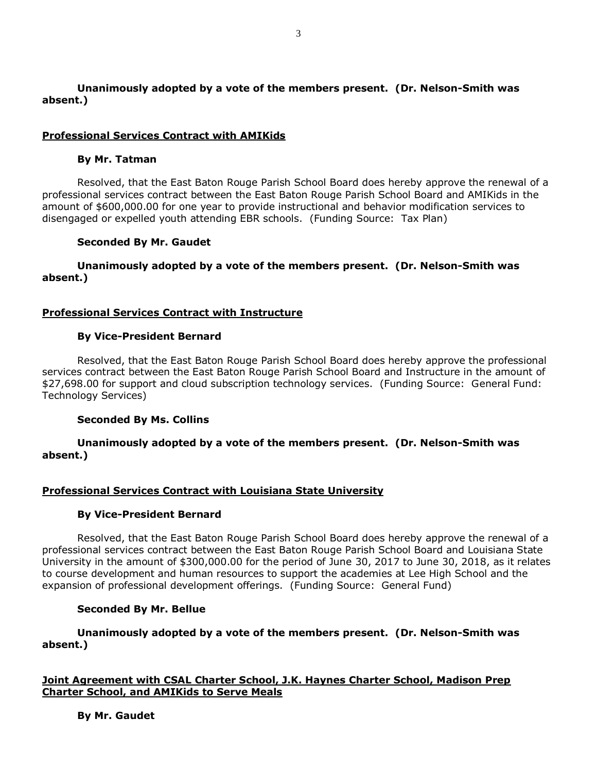**Unanimously adopted by a vote of the members present. (Dr. Nelson-Smith was absent.)**

**<u>Professional Services Contract with AMIKids</u>**

**By Mr. Tatman**

Resolved, that the East Baton Rouge Parish School Board does hereby approve the renewal of a professional services contract between the East Baton Rouge Parish School Board and AMIKids in the amount of $600,000.00 for one year to provide instructional and behavior modification services to disengaged or expelled youth attending EBR schools. (Funding Source: Tax Plan)

**Seconded By Mr. Gaudet**

**Unanimously adopted by a vote of the members present. (Dr. Nelson-Smith was absent.)**

**<u>Professional Services Contract with Instructure</u>**

**By Vice-President Bernard**

Resolved, that the East Baton Rouge Parish School Board does hereby approve the professional services contract between the East Baton Rouge Parish School Board and Instructure in the amount of $27,698.00 for support and cloud subscription technology services. (Funding Source: General Fund: Technology Services)

**Seconded By Ms. Collins**

**Unanimously adopted by a vote of the members present. (Dr. Nelson-Smith was absent.)**

**<u>Professional Services Contract with Louisiana State University</u>**

**By Vice-President Bernard**

Resolved, that the East Baton Rouge Parish School Board does hereby approve the renewal of a professional services contract between the East Baton Rouge Parish School Board and Louisiana State University in the amount of $300,000.00 for the period of June 30, 2017 to June 30, 2018, as it relates to course development and human resources to support the academies at Lee High School and the expansion of professional development offerings. (Funding Source: General Fund)

**Seconded By Mr. Bellue**

**Unanimously adopted by a vote of the members present. (Dr. Nelson-Smith was absent.)**

**<u>Joint Agreement with CSAL Charter School, J.K. Haynes Charter School, Madison Prep Charter School, and AMIKids to Serve Meals</u>**

**By Mr. Gaudet**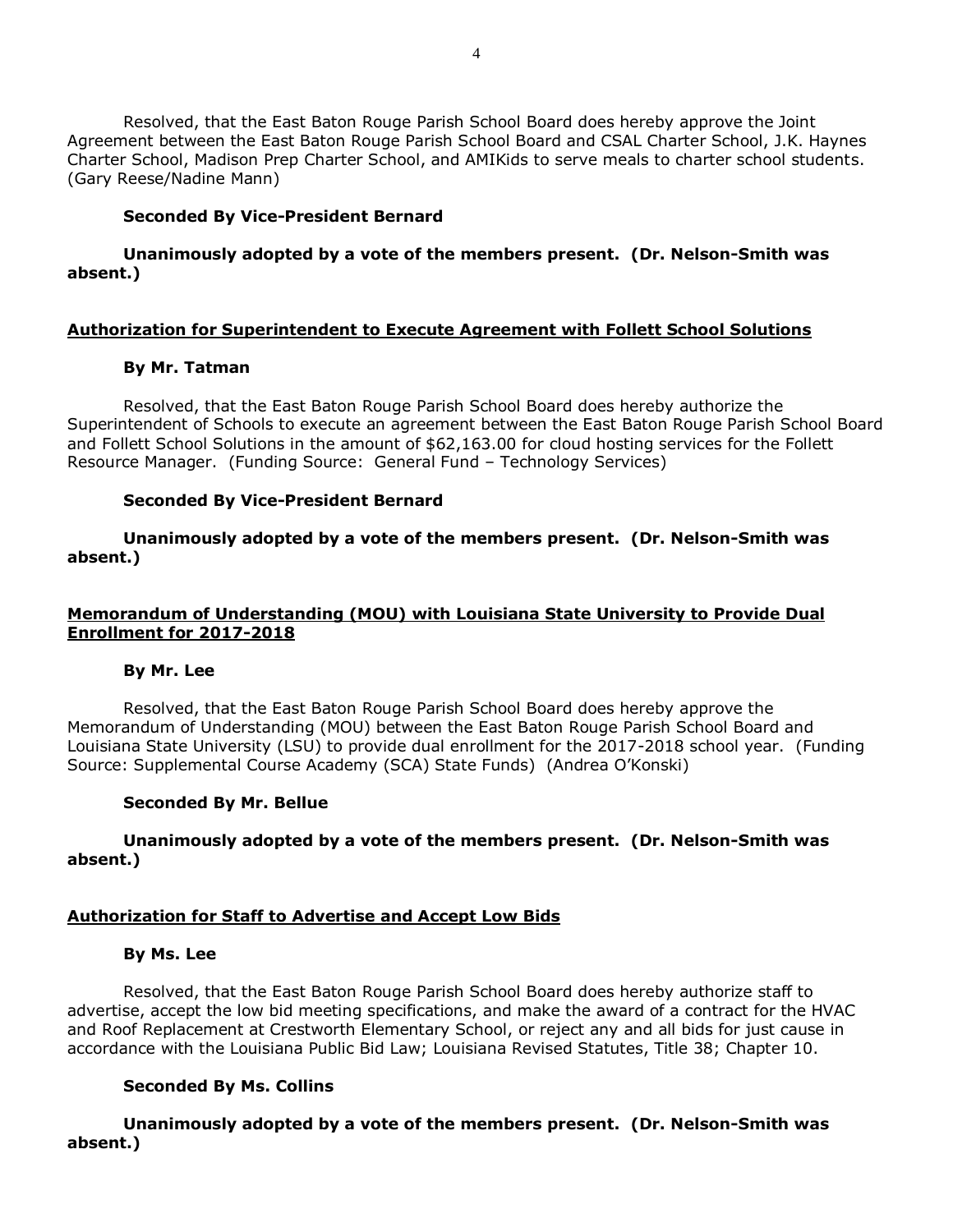Resolved, that the East Baton Rouge Parish School Board does hereby approve the Joint Agreement between the East Baton Rouge Parish School Board and CSAL Charter School, J.K. Haynes Charter School, Madison Prep Charter School, and AMIKids to serve meals to charter school students. (Gary Reese/Nadine Mann)

**Seconded By Vice-President Bernard**

**Unanimously adopted by a vote of the members present. (Dr. Nelson-Smith was absent.)**

## Authorization for Superintendent to Execute Agreement with Follett School Solutions

**By Mr. Tatman**

Resolved, that the East Baton Rouge Parish School Board does hereby authorize the Superintendent of Schools to execute an agreement between the East Baton Rouge Parish School Board and Follett School Solutions in the amount of $62,163.00 for cloud hosting services for the Follett Resource Manager. (Funding Source: General Fund – Technology Services)

**Seconded By Vice-President Bernard**

**Unanimously adopted by a vote of the members present. (Dr. Nelson-Smith was absent.)**

## Memorandum of Understanding (MOU) with Louisiana State University to Provide Dual Enrollment for 2017-2018

**By Mr. Lee**

Resolved, that the East Baton Rouge Parish School Board does hereby approve the Memorandum of Understanding (MOU) between the East Baton Rouge Parish School Board and Louisiana State University (LSU) to provide dual enrollment for the 2017-2018 school year. (Funding Source: Supplemental Course Academy (SCA) State Funds) (Andrea O'Konski)

**Seconded By Mr. Bellue**

**Unanimously adopted by a vote of the members present. (Dr. Nelson-Smith was absent.)**

## Authorization for Staff to Advertise and Accept Low Bids

**By Ms. Lee**

Resolved, that the East Baton Rouge Parish School Board does hereby authorize staff to advertise, accept the low bid meeting specifications, and make the award of a contract for the HVAC and Roof Replacement at Crestworth Elementary School, or reject any and all bids for just cause in accordance with the Louisiana Public Bid Law; Louisiana Revised Statutes, Title 38; Chapter 10.

**Seconded By Ms. Collins**

**Unanimously adopted by a vote of the members present. (Dr. Nelson-Smith was absent.)**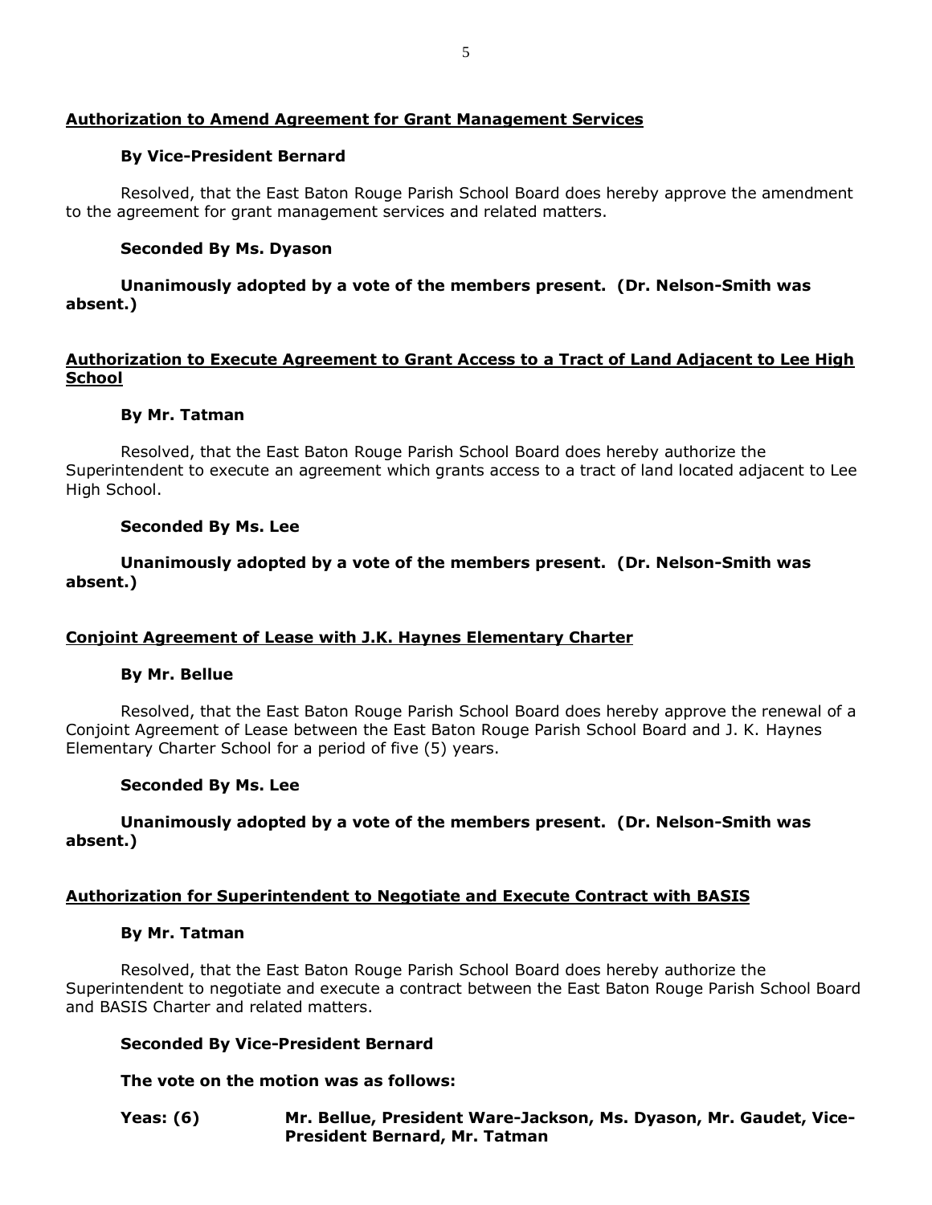**Authorization to Amend Agreement for Grant Management Services**

**By Vice-President Bernard**

Resolved, that the East Baton Rouge Parish School Board does hereby approve the amendment to the agreement for grant management services and related matters.

**Seconded By Ms. Dyason**

**Unanimously adopted by a vote of the members present. (Dr. Nelson-Smith was absent.)**

**Authorization to Execute Agreement to Grant Access to a Tract of Land Adjacent to Lee High School**

**By Mr. Tatman**

Resolved, that the East Baton Rouge Parish School Board does hereby authorize the Superintendent to execute an agreement which grants access to a tract of land located adjacent to Lee High School.

**Seconded By Ms. Lee**

**Unanimously adopted by a vote of the members present. (Dr. Nelson-Smith was absent.)**

**Conjoint Agreement of Lease with J.K. Haynes Elementary Charter**

**By Mr. Bellue**

Resolved, that the East Baton Rouge Parish School Board does hereby approve the renewal of a Conjoint Agreement of Lease between the East Baton Rouge Parish School Board and J. K. Haynes Elementary Charter School for a period of five (5) years.

**Seconded By Ms. Lee**

**Unanimously adopted by a vote of the members present. (Dr. Nelson-Smith was absent.)**

**Authorization for Superintendent to Negotiate and Execute Contract with BASIS**

**By Mr. Tatman**

Resolved, that the East Baton Rouge Parish School Board does hereby authorize the Superintendent to negotiate and execute a contract between the East Baton Rouge Parish School Board and BASIS Charter and related matters.

**Seconded By Vice-President Bernard**

**The vote on the motion was as follows:**

**Yeas: (6)** **Mr. Bellue, President Ware-Jackson, Ms. Dyason, Mr. Gaudet, Vice-President Bernard, Mr. Tatman**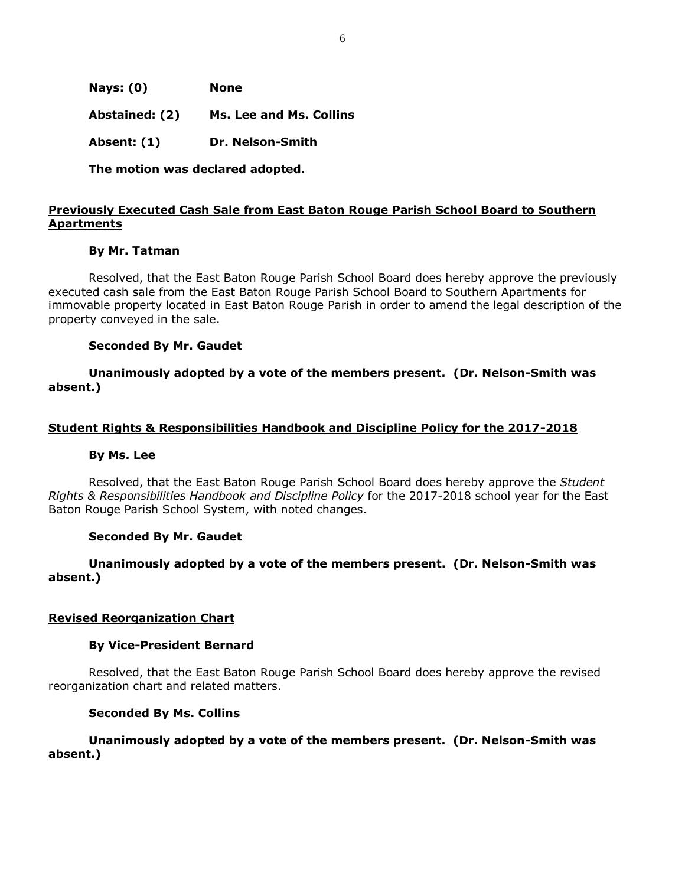**Nays: (0)** **None**

**Abstained: (2)** **Ms. Lee and Ms. Collins**

**Absent: (1)** **Dr. Nelson-Smith**

**The motion was declared adopted.**

**<u>Previously Executed Cash Sale from East Baton Rouge Parish School Board to Southern Apartments</u>**

**By Mr. Tatman**

Resolved, that the East Baton Rouge Parish School Board does hereby approve the previously executed cash sale from the East Baton Rouge Parish School Board to Southern Apartments for immovable property located in East Baton Rouge Parish in order to amend the legal description of the property conveyed in the sale.

**Seconded By Mr. Gaudet**

**Unanimously adopted by a vote of the members present. (Dr. Nelson-Smith was absent.)**

**<u>Student Rights & Responsibilities Handbook and Discipline Policy for the 2017-2018</u>**

**By Ms. Lee**

Resolved, that the East Baton Rouge Parish School Board does hereby approve the *Student Rights & Responsibilities Handbook and Discipline Policy* for the 2017-2018 school year for the East Baton Rouge Parish School System, with noted changes.

**Seconded By Mr. Gaudet**

**Unanimously adopted by a vote of the members present. (Dr. Nelson-Smith was absent.)**

**<u>Revised Reorganization Chart</u>**

**By Vice-President Bernard**

Resolved, that the East Baton Rouge Parish School Board does hereby approve the revised reorganization chart and related matters.

**Seconded By Ms. Collins**

**Unanimously adopted by a vote of the members present. (Dr. Nelson-Smith was absent.)**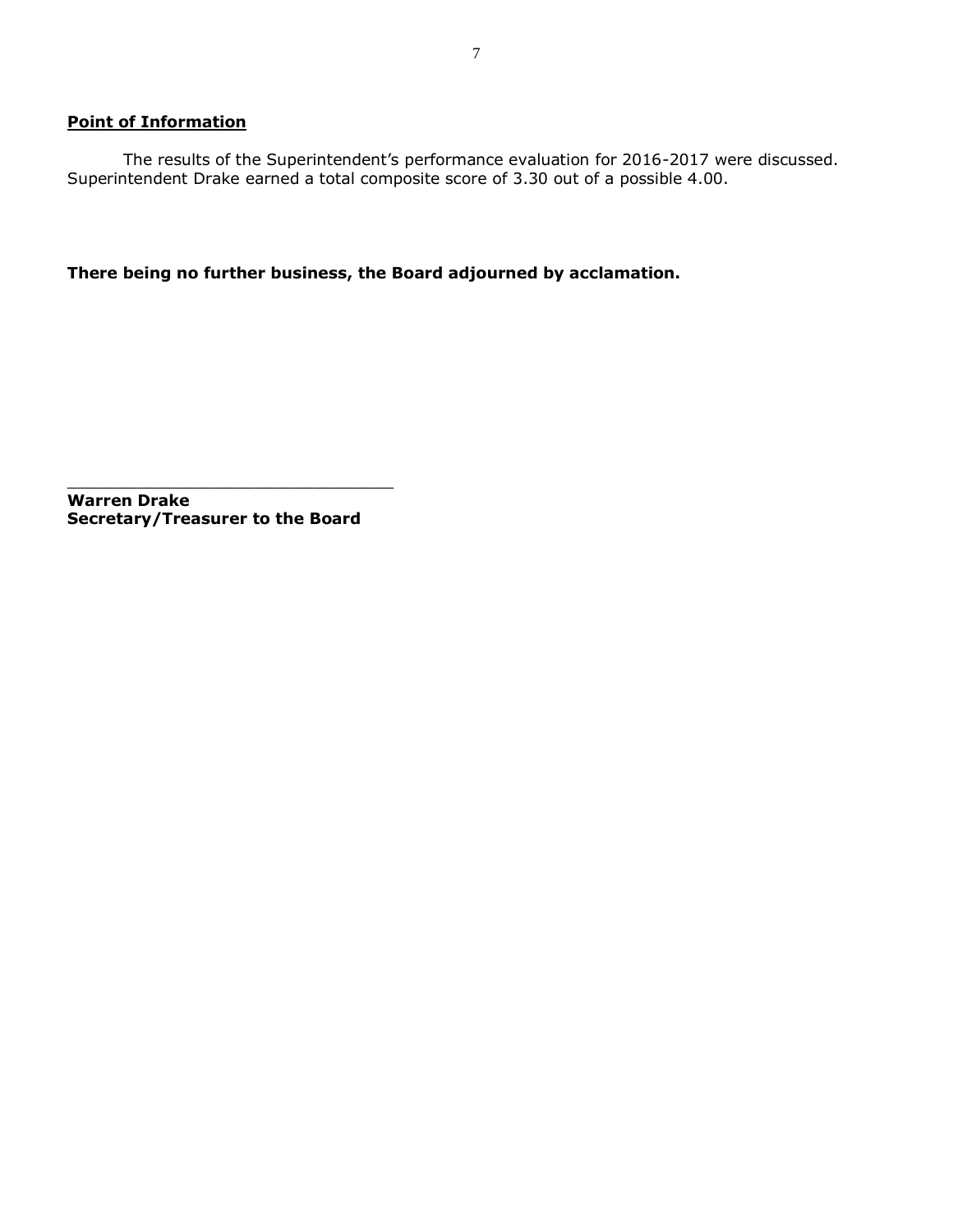**<u>Point of Information</u>**

The results of the Superintendent's performance evaluation for 2016-2017 were discussed. Superintendent Drake earned a total composite score of 3.30 out of a possible 4.00.

**There being no further business, the Board adjourned by acclamation.**

\_\_\_\_\_\_\_\_\_\_\_\_\_\_\_\_\_\_\_\_\_\_\_\_\_\_\_\_\_\_\_\_\_\_

**Warren Drake**
**Secretary/Treasurer to the Board**